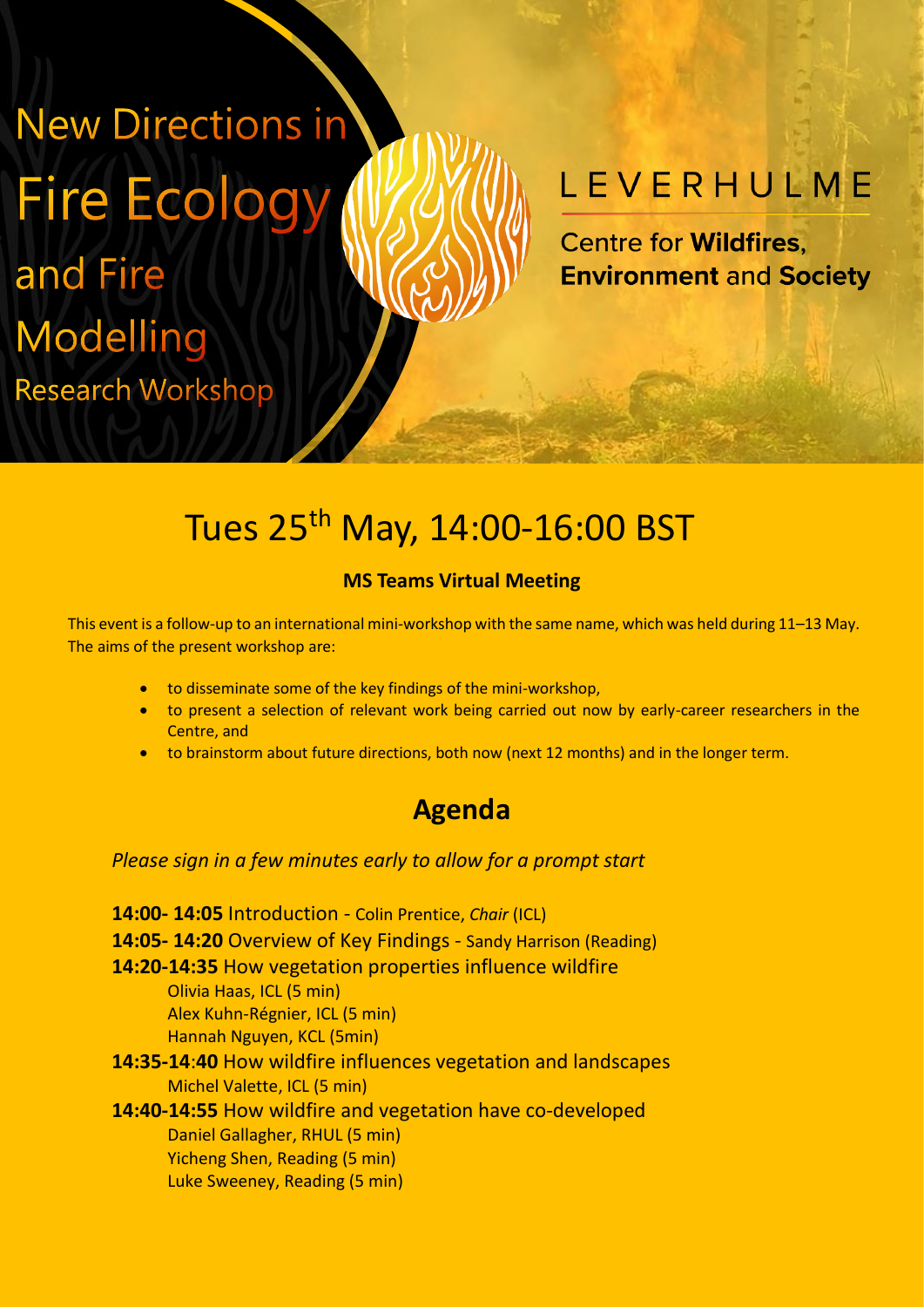# New Directions in Fire Ecology and Fire Modelling

## Research Workshop

LEVERHULME

Centre for **Wildfires**, **Environment** and **Society**

## Tues 25th May, 14:00-16:00 BST

**MS Teams Virtual Meeting**

This event is a follow-up to an international mini-workshop with the same name, which was held during 11–13 May. The aims of the present workshop are:

- to disseminate some of the key findings of the mini-workshop,
- to present a selection of relevant work being carried out now by early-career researchers in the Centre, and
- to brainstorm about future directions, both now (next 12 months) and in the longer term.

## Agenda

*Please sign in a few minutes early to allow for a prompt start*

**14:00- 14:05** Introduction - Colin Prentice, *Chair* (ICL)

**14:05- 14:20** Overview of Key Findings - Sandy Harrison (Reading)

**14:20-14:35** How vegetation properties influence wildfire
- Olivia Haas, ICL (5 min)
- Alex Kuhn-Régnier, ICL (5 min)
- Hannah Nguyen, KCL (5min)

**14:35-14:40** How wildfire influences vegetation and landscapes
- Michel Valette, ICL (5 min)

**14:40-14:55** How wildfire and vegetation have co-developed
- Daniel Gallagher, RHUL (5 min)
- Yicheng Shen, Reading (5 min)
- Luke Sweeney, Reading (5 min)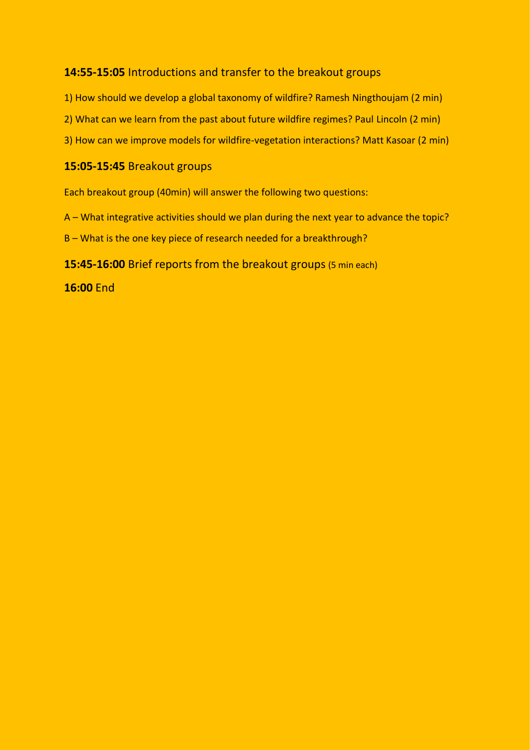**14:55-15:05** Introductions and transfer to the breakout groups

1) How should we develop a global taxonomy of wildfire? Ramesh Ningthoujam (2 min)

2) What can we learn from the past about future wildfire regimes? Paul Lincoln (2 min)

3) How can we improve models for wildfire-vegetation interactions? Matt Kasoar (2 min)

**15:05-15:45** Breakout groups

Each breakout group (40min) will answer the following two questions:

A – What integrative activities should we plan during the next year to advance the topic?

B – What is the one key piece of research needed for a breakthrough?

**15:45-16:00** Brief reports from the breakout groups (5 min each)

**16:00** End